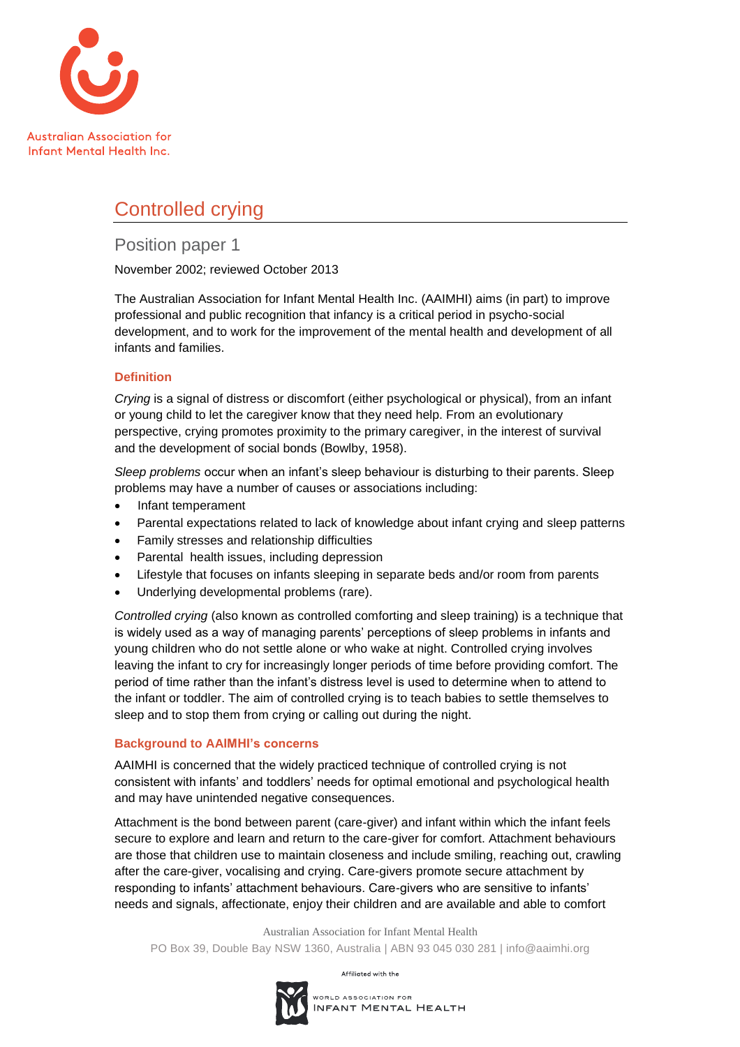Australian Association for Infant Mental Health Inc.

# Controlled crying

## Position paper 1

November 2002; reviewed October 2013

The Australian Association for Infant Mental Health Inc. (AAIMHI) aims (in part) to improve professional and public recognition that infancy is a critical period in psycho-social development, and to work for the improvement of the mental health and development of all infants and families.

### Definition

*Crying* is a signal of distress or discomfort (either psychological or physical), from an infant or young child to let the caregiver know that they need help. From an evolutionary perspective, crying promotes proximity to the primary caregiver, in the interest of survival and the development of social bonds (Bowlby, 1958).

*Sleep problems* occur when an infant's sleep behaviour is disturbing to their parents. Sleep problems may have a number of causes or associations including:

- Infant temperament
- Parental expectations related to lack of knowledge about infant crying and sleep patterns
- Family stresses and relationship difficulties
- Parental health issues, including depression
- Lifestyle that focuses on infants sleeping in separate beds and/or room from parents
- Underlying developmental problems (rare).

*Controlled crying* (also known as controlled comforting and sleep training) is a technique that is widely used as a way of managing parents' perceptions of sleep problems in infants and young children who do not settle alone or who wake at night. Controlled crying involves leaving the infant to cry for increasingly longer periods of time before providing comfort. The period of time rather than the infant's distress level is used to determine when to attend to the infant or toddler. The aim of controlled crying is to teach babies to settle themselves to sleep and to stop them from crying or calling out during the night.

### Background to AAIMHI's concerns

AAIMHI is concerned that the widely practiced technique of controlled crying is not consistent with infants' and toddlers' needs for optimal emotional and psychological health and may have unintended negative consequences.

Attachment is the bond between parent (care-giver) and infant within which the infant feels secure to explore and learn and return to the care-giver for comfort. Attachment behaviours are those that children use to maintain closeness and include smiling, reaching out, crawling after the care-giver, vocalising and crying. Care-givers promote secure attachment by responding to infants' attachment behaviours. Care-givers who are sensitive to infants' needs and signals, affectionate, enjoy their children and are available and able to comfort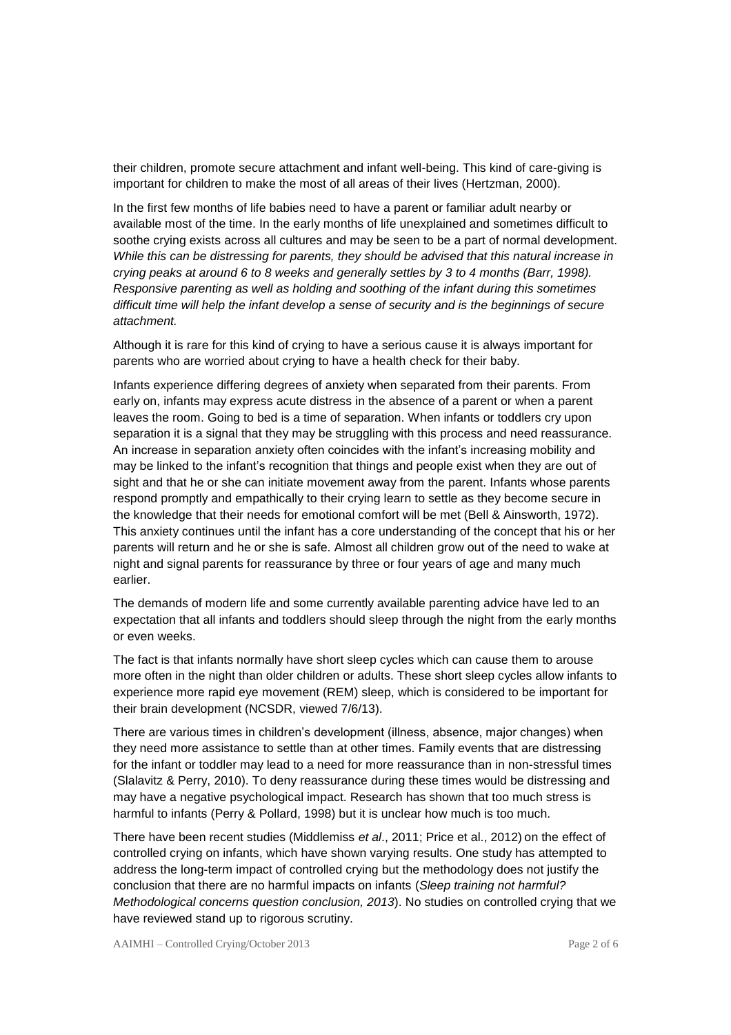their children, promote secure attachment and infant well-being. This kind of care-giving is important for children to make the most of all areas of their lives (Hertzman, 2000).

In the first few months of life babies need to have a parent or familiar adult nearby or available most of the time. In the early months of life unexplained and sometimes difficult to soothe crying exists across all cultures and may be seen to be a part of normal development. *While this can be distressing for parents, they should be advised that this natural increase in crying peaks at around 6 to 8 weeks and generally settles by 3 to 4 months (Barr, 1998). Responsive parenting as well as holding and soothing of the infant during this sometimes difficult time will help the infant develop a sense of security and is the beginnings of secure attachment.*

Although it is rare for this kind of crying to have a serious cause it is always important for parents who are worried about crying to have a health check for their baby.

Infants experience differing degrees of anxiety when separated from their parents. From early on, infants may express acute distress in the absence of a parent or when a parent leaves the room. Going to bed is a time of separation. When infants or toddlers cry upon separation it is a signal that they may be struggling with this process and need reassurance. An increase in separation anxiety often coincides with the infant's increasing mobility and may be linked to the infant's recognition that things and people exist when they are out of sight and that he or she can initiate movement away from the parent. Infants whose parents respond promptly and empathically to their crying learn to settle as they become secure in the knowledge that their needs for emotional comfort will be met (Bell & Ainsworth, 1972). This anxiety continues until the infant has a core understanding of the concept that his or her parents will return and he or she is safe. Almost all children grow out of the need to wake at night and signal parents for reassurance by three or four years of age and many much earlier.

The demands of modern life and some currently available parenting advice have led to an expectation that all infants and toddlers should sleep through the night from the early months or even weeks.

The fact is that infants normally have short sleep cycles which can cause them to arouse more often in the night than older children or adults. These short sleep cycles allow infants to experience more rapid eye movement (REM) sleep, which is considered to be important for their brain development (NCSDR, viewed 7/6/13).

There are various times in children's development (illness, absence, major changes) when they need more assistance to settle than at other times. Family events that are distressing for the infant or toddler may lead to a need for more reassurance than in non-stressful times (Slalavitz & Perry, 2010). To deny reassurance during these times would be distressing and may have a negative psychological impact. Research has shown that too much stress is harmful to infants (Perry & Pollard, 1998) but it is unclear how much is too much.

There have been recent studies (Middlemiss *et al*., 2011; Price et al., 2012) on the effect of controlled crying on infants, which have shown varying results. One study has attempted to address the long-term impact of controlled crying but the methodology does not justify the conclusion that there are no harmful impacts on infants (*Sleep training not harmful? Methodological concerns question conclusion, 2013*). No studies on controlled crying that we have reviewed stand up to rigorous scrutiny.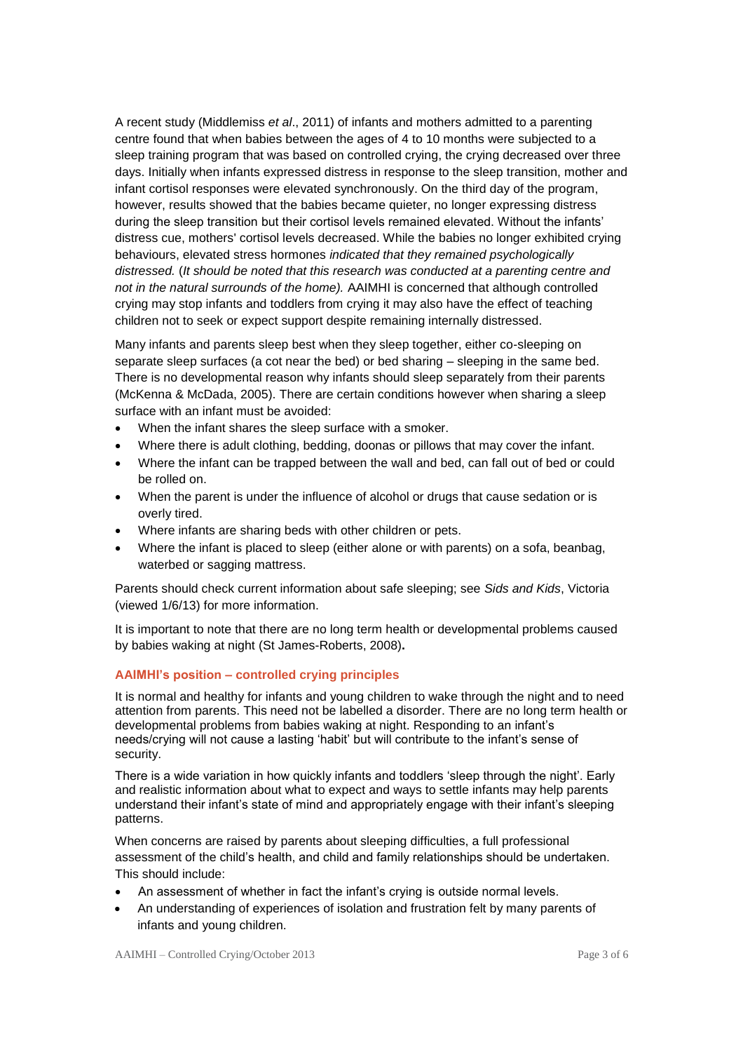A recent study (Middlemiss *et al*., 2011) of infants and mothers admitted to a parenting centre found that when babies between the ages of 4 to 10 months were subjected to a sleep training program that was based on controlled crying, the crying decreased over three days. Initially when infants expressed distress in response to the sleep transition, mother and infant cortisol responses were elevated synchronously. On the third day of the program, however, results showed that the babies became quieter, no longer expressing distress during the sleep transition but their cortisol levels remained elevated. Without the infants' distress cue, mothers' cortisol levels decreased. While the babies no longer exhibited crying behaviours, elevated stress hormones *indicated that they remained psychologically distressed.* (*It should be noted that this research was conducted at a parenting centre and not in the natural surrounds of the home).* AAIMHI is concerned that although controlled crying may stop infants and toddlers from crying it may also have the effect of teaching children not to seek or expect support despite remaining internally distressed.

Many infants and parents sleep best when they sleep together, either co-sleeping on separate sleep surfaces (a cot near the bed) or bed sharing – sleeping in the same bed. There is no developmental reason why infants should sleep separately from their parents (McKenna & McDada, 2005). There are certain conditions however when sharing a sleep surface with an infant must be avoided:

- When the infant shares the sleep surface with a smoker.
- Where there is adult clothing, bedding, doonas or pillows that may cover the infant.
- Where the infant can be trapped between the wall and bed, can fall out of bed or could be rolled on.
- When the parent is under the influence of alcohol or drugs that cause sedation or is overly tired.
- Where infants are sharing beds with other children or pets.
- Where the infant is placed to sleep (either alone or with parents) on a sofa, beanbag, waterbed or sagging mattress.

Parents should check current information about safe sleeping; see *Sids and Kids*, Victoria (viewed 1/6/13) for more information.

It is important to note that there are no long term health or developmental problems caused by babies waking at night (St James-Roberts, 2008)**.**

### AAIMHI's position – controlled crying principles

It is normal and healthy for infants and young children to wake through the night and to need attention from parents. This need not be labelled a disorder. There are no long term health or developmental problems from babies waking at night. Responding to an infant's needs/crying will not cause a lasting 'habit' but will contribute to the infant's sense of security.

There is a wide variation in how quickly infants and toddlers 'sleep through the night'. Early and realistic information about what to expect and ways to settle infants may help parents understand their infant's state of mind and appropriately engage with their infant's sleeping patterns.

When concerns are raised by parents about sleeping difficulties, a full professional assessment of the child's health, and child and family relationships should be undertaken. This should include:

- An assessment of whether in fact the infant's crying is outside normal levels.
- An understanding of experiences of isolation and frustration felt by many parents of infants and young children.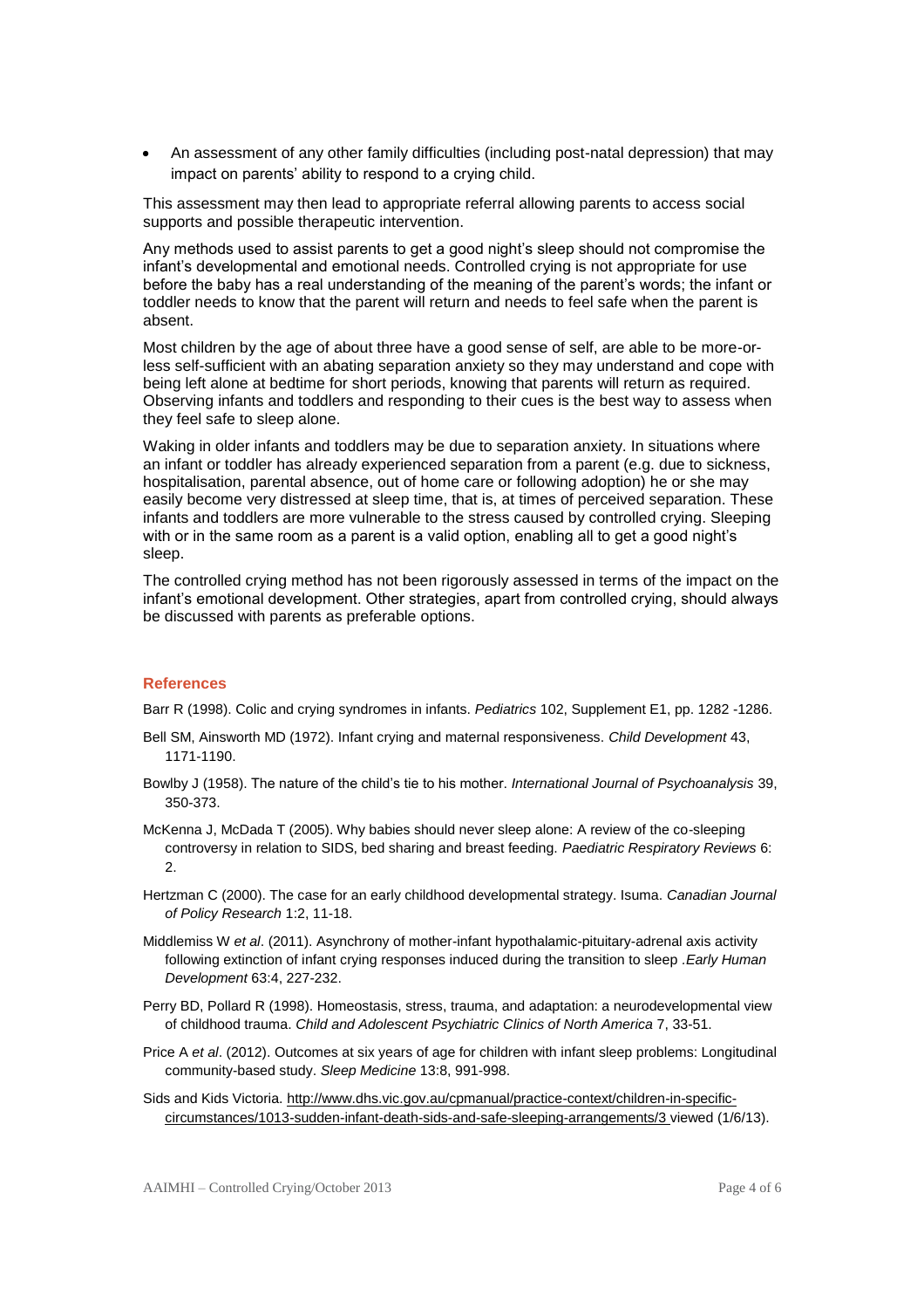- An assessment of any other family difficulties (including post-natal depression) that may impact on parents' ability to respond to a crying child.

This assessment may then lead to appropriate referral allowing parents to access social supports and possible therapeutic intervention.

Any methods used to assist parents to get a good night's sleep should not compromise the infant's developmental and emotional needs. Controlled crying is not appropriate for use before the baby has a real understanding of the meaning of the parent's words; the infant or toddler needs to know that the parent will return and needs to feel safe when the parent is absent.

Most children by the age of about three have a good sense of self, are able to be more-or-less self-sufficient with an abating separation anxiety so they may understand and cope with being left alone at bedtime for short periods, knowing that parents will return as required. Observing infants and toddlers and responding to their cues is the best way to assess when they feel safe to sleep alone.

Waking in older infants and toddlers may be due to separation anxiety. In situations where an infant or toddler has already experienced separation from a parent (e.g. due to sickness, hospitalisation, parental absence, out of home care or following adoption) he or she may easily become very distressed at sleep time, that is, at times of perceived separation. These infants and toddlers are more vulnerable to the stress caused by controlled crying. Sleeping with or in the same room as a parent is a valid option, enabling all to get a good night's sleep.

The controlled crying method has not been rigorously assessed in terms of the impact on the infant's emotional development. Other strategies, apart from controlled crying, should always be discussed with parents as preferable options.

## References

Barr R (1998). Colic and crying syndromes in infants. *Pediatrics* 102, Supplement E1, pp. 1282 -1286.

Bell SM, Ainsworth MD (1972). Infant crying and maternal responsiveness. *Child Development* 43, 1171-1190.

Bowlby J (1958). The nature of the child's tie to his mother. *International Journal of Psychoanalysis* 39, 350-373.

McKenna J, McDada T (2005). Why babies should never sleep alone: A review of the co-sleeping controversy in relation to SIDS, bed sharing and breast feeding. *Paediatric Respiratory Reviews* 6: 2.

Hertzman C (2000). The case for an early childhood developmental strategy. Isuma. *Canadian Journal of Policy Research* 1:2, 11-18.

Middlemiss W *et al*. (2011). Asynchrony of mother-infant hypothalamic-pituitary-adrenal axis activity following extinction of infant crying responses induced during the transition to sleep .*Early Human Development* 63:4, 227-232.

Perry BD, Pollard R (1998). Homeostasis, stress, trauma, and adaptation: a neurodevelopmental view of childhood trauma. *Child and Adolescent Psychiatric Clinics of North America* 7, 33-51.

Price A *et al*. (2012). Outcomes at six years of age for children with infant sleep problems: Longitudinal community-based study. *Sleep Medicine* 13:8, 991-998.

Sids and Kids Victoria. http://www.dhs.vic.gov.au/cpmanual/practice-context/children-in-specific-circumstances/1013-sudden-infant-death-sids-and-safe-sleeping-arrangements/3 viewed (1/6/13).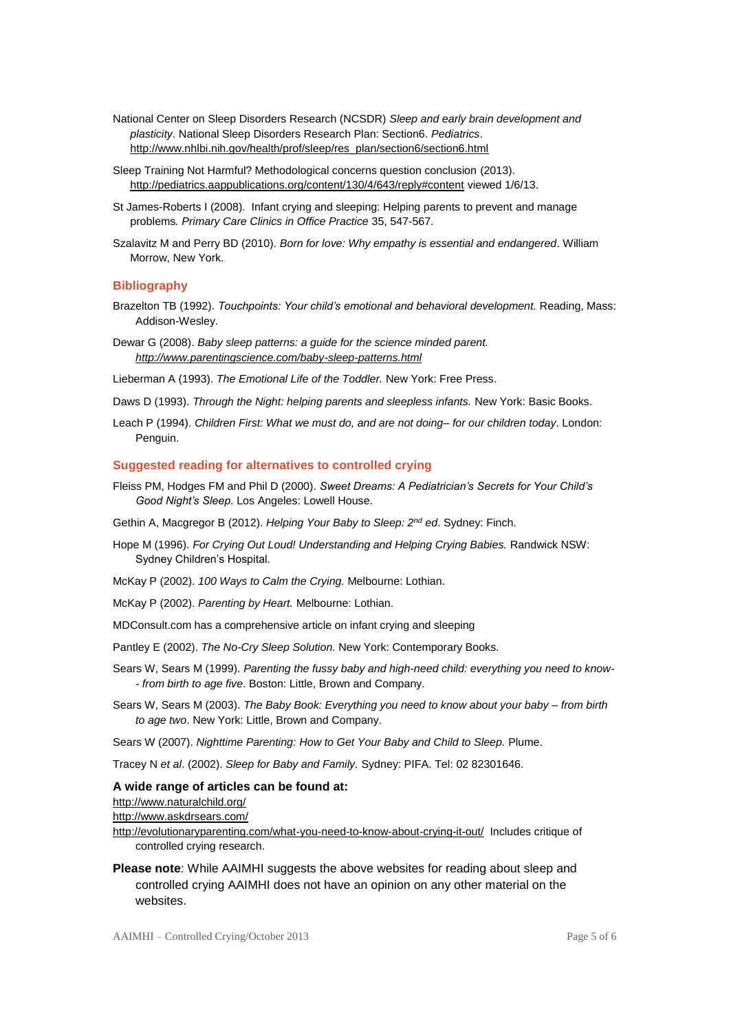National Center on Sleep Disorders Research (NCSDR) *Sleep and early brain development and plasticity*. National Sleep Disorders Research Plan: Section6. *Pediatrics*. http://www.nhlbi.nih.gov/health/prof/sleep/res_plan/section6/section6.html

Sleep Training Not Harmful? Methodological concerns question conclusion (2013). http://pediatrics.aappublications.org/content/130/4/643/reply#content viewed 1/6/13.

St James-Roberts I (2008). Infant crying and sleeping: Helping parents to prevent and manage problems*. Primary Care Clinics in Office Practice* 35, 547-567.

Szalavitz M and Perry BD (2010). *Born for love: Why empathy is essential and endangered*. William Morrow, New York.

## Bibliography

Brazelton TB (1992). *Touchpoints: Your child's emotional and behavioral development.* Reading, Mass: Addison-Wesley.

Dewar G (2008). *Baby sleep patterns: a guide for the science minded parent. http://www.parentingscience.com/baby-sleep-patterns.html*

Lieberman A (1993). *The Emotional Life of the Toddler.* New York: Free Press.

Daws D (1993). *Through the Night: helping parents and sleepless infants.* New York: Basic Books.

Leach P (1994). *Children First: What we must do, and are not doing– for our children today*. London: Penguin.

## Suggested reading for alternatives to controlled crying

Fleiss PM, Hodges FM and Phil D (2000). *Sweet Dreams: A Pediatrician's Secrets for Your Child's Good Night's Sleep.* Los Angeles: Lowell House.

Gethin A, Macgregor B (2012). *Helping Your Baby to Sleep: 2nd ed*. Sydney: Finch.

Hope M (1996). *For Crying Out Loud! Understanding and Helping Crying Babies.* Randwick NSW: Sydney Children's Hospital.

McKay P (2002). *100 Ways to Calm the Crying.* Melbourne: Lothian.

McKay P (2002). *Parenting by Heart.* Melbourne: Lothian.

MDConsult.com has a comprehensive article on infant crying and sleeping

Pantley E (2002). *The No-Cry Sleep Solution.* New York: Contemporary Books.

Sears W, Sears M (1999). *Parenting the fussy baby and high-need child: everything you need to know-- from birth to age five*. Boston: Little, Brown and Company.

Sears W, Sears M (2003). *The Baby Book: Everything you need to know about your baby – from birth to age two*. New York: Little, Brown and Company.

Sears W (2007). *Nighttime Parenting: How to Get Your Baby and Child to Sleep.* Plume.

Tracey N *et al*. (2002). *Sleep for Baby and Family.* Sydney: PIFA. Tel: 02 82301646.

**A wide range of articles can be found at:**

http://www.naturalchild.org/
http://www.askdrsears.com/
http://evolutionaryparenting.com/what-you-need-to-know-about-crying-it-out/ Includes critique of controlled crying research.

**Please note**: While AAIMHI suggests the above websites for reading about sleep and controlled crying AAIMHI does not have an opinion on any other material on the websites.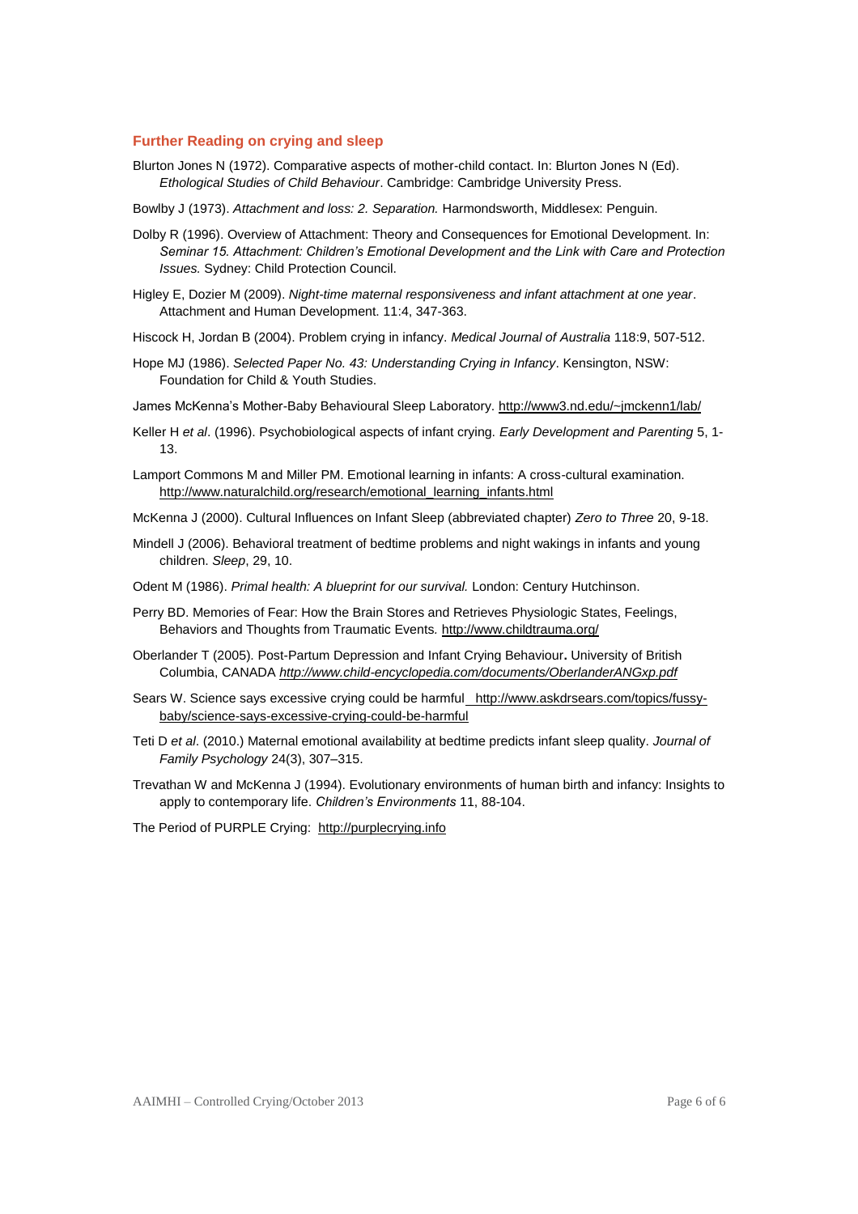### Further Reading on crying and sleep

Blurton Jones N (1972). Comparative aspects of mother-child contact. In: Blurton Jones N (Ed). *Ethological Studies of Child Behaviour*. Cambridge: Cambridge University Press.

Bowlby J (1973). *Attachment and loss: 2. Separation.* Harmondsworth, Middlesex: Penguin.

Dolby R (1996). Overview of Attachment: Theory and Consequences for Emotional Development. In: *Seminar 15. Attachment: Children's Emotional Development and the Link with Care and Protection Issues.* Sydney: Child Protection Council.

Higley E, Dozier M (2009). *Night-time maternal responsiveness and infant attachment at one year*. Attachment and Human Development. 11:4, 347-363.

Hiscock H, Jordan B (2004). Problem crying in infancy. *Medical Journal of Australia* 118:9, 507-512.

Hope MJ (1986). *Selected Paper No. 43: Understanding Crying in Infancy*. Kensington, NSW: Foundation for Child & Youth Studies.

James McKenna's Mother-Baby Behavioural Sleep Laboratory. http://www3.nd.edu/~jmckenn1/lab/

Keller H *et al*. (1996). Psychobiological aspects of infant crying. *Early Development and Parenting* 5, 1-13.

Lamport Commons M and Miller PM. Emotional learning in infants: A cross-cultural examination. http://www.naturalchild.org/research/emotional_learning_infants.html

McKenna J (2000). Cultural Influences on Infant Sleep (abbreviated chapter) *Zero to Three* 20, 9-18.

Mindell J (2006). Behavioral treatment of bedtime problems and night wakings in infants and young children. *Sleep*, 29, 10.

Odent M (1986). *Primal health: A blueprint for our survival.* London: Century Hutchinson.

Perry BD. Memories of Fear: How the Brain Stores and Retrieves Physiologic States, Feelings, Behaviors and Thoughts from Traumatic Events*.* http://www.childtrauma.org/

Oberlander T (2005). Post-Partum Depression and Infant Crying Behaviour**.** University of British Columbia, CANADA *http://www.child-encyclopedia.com/documents/OberlanderANGxp.pdf*

Sears W. Science says excessive crying could be harmful http://www.askdrsears.com/topics/fussy-baby/science-says-excessive-crying-could-be-harmful

Teti D *et al*. (2010.) Maternal emotional availability at bedtime predicts infant sleep quality. *Journal of Family Psychology* 24(3), 307–315.

Trevathan W and McKenna J (1994). Evolutionary environments of human birth and infancy: Insights to apply to contemporary life. *Children's Environments* 11, 88-104.

The Period of PURPLE Crying: http://purplecrying.info